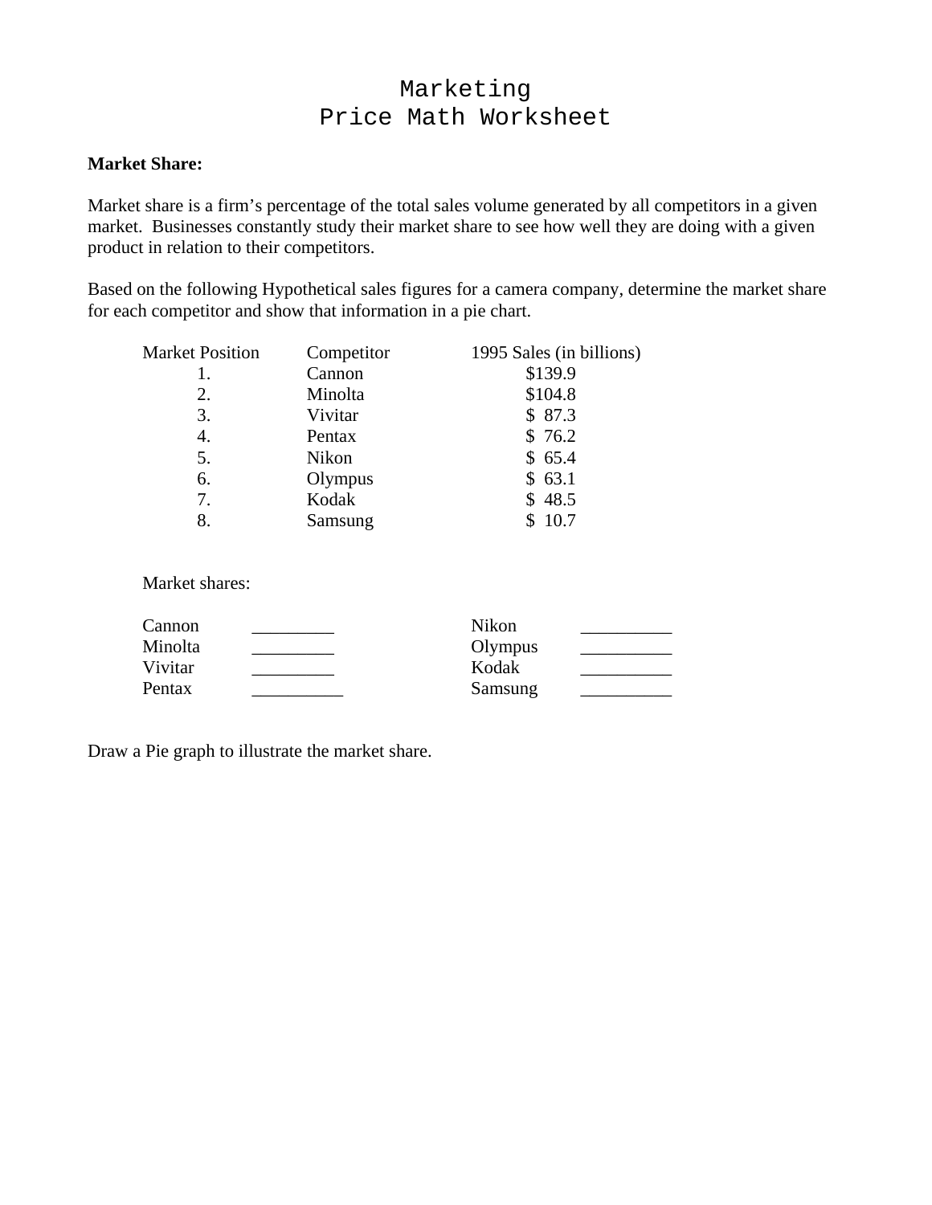# Marketing
# Price Math Worksheet

**Market Share:**

Market share is a firm's percentage of the total sales volume generated by all competitors in a given market. Businesses constantly study their market share to see how well they are doing with a given product in relation to their competitors.

Based on the following Hypothetical sales figures for a camera company, determine the market share for each competitor and show that information in a pie chart.

| Market Position | Competitor | 1995 Sales (in billions) |
|---|---|---|
| 1. | Cannon | $139.9 |
| 2. | Minolta | $104.8 |
| 3. | Vivitar | $ 87.3 |
| 4. | Pentax | $ 76.2 |
| 5. | Nikon | $ 65.4 |
| 6. | Olympus | $ 63.1 |
| 7. | Kodak | $ 48.5 |
| 8. | Samsung | $ 10.7 |

Market shares:

| | | | |
|---|---|---|---|
| Cannon | _________ | Nikon | __________ |
| Minolta | _________ | Olympus | __________ |
| Vivitar | _________ | Kodak | __________ |
| Pentax | __________ | Samsung | __________ |

Draw a Pie graph to illustrate the market share.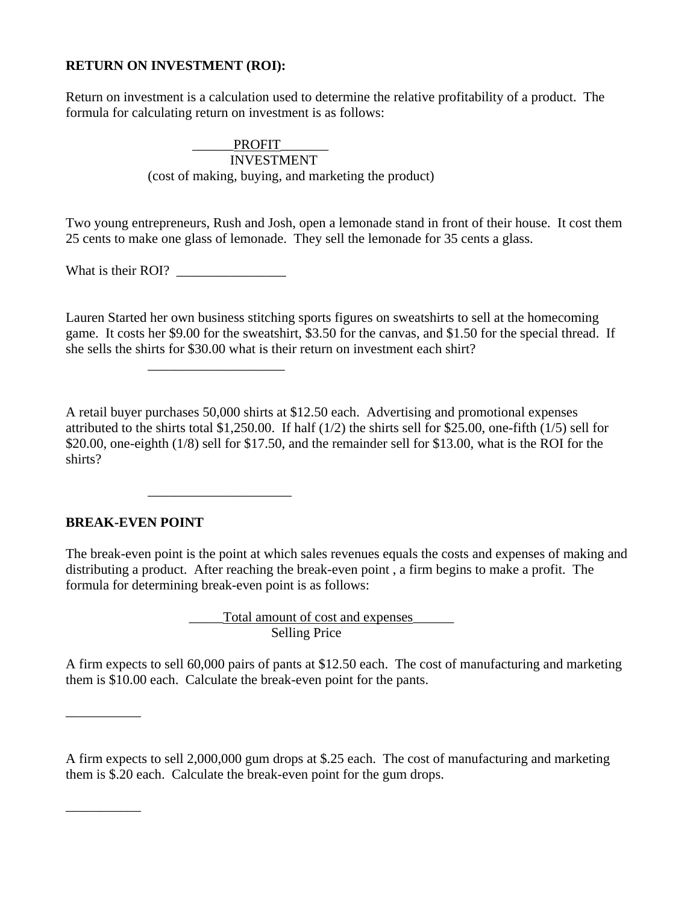**RETURN ON INVESTMENT (ROI):**

Return on investment is a calculation used to determine the relative profitability of a product. The formula for calculating return on investment is as follows:

$$\frac{\text{PROFIT}}{\text{INVESTMENT}}$$

(cost of making, buying, and marketing the product)

Two young entrepreneurs, Rush and Josh, open a lemonade stand in front of their house. It cost them 25 cents to make one glass of lemonade. They sell the lemonade for 35 cents a glass.

What is their ROI? ________________

Lauren Started her own business stitching sports figures on sweatshirts to sell at the homecoming game. It costs her $9.00 for the sweatshirt, $3.50 for the canvas, and $1.50 for the special thread. If she sells the shirts for $30.00 what is their return on investment each shirt?

____________________

A retail buyer purchases 50,000 shirts at $12.50 each. Advertising and promotional expenses attributed to the shirts total $1,250.00. If half (1/2) the shirts sell for $25.00, one-fifth (1/5) sell for $20.00, one-eighth (1/8) sell for $17.50, and the remainder sell for $13.00, what is the ROI for the shirts?

_____________________

**BREAK-EVEN POINT**

The break-even point is the point at which sales revenues equals the costs and expenses of making and distributing a product. After reaching the break-even point , a firm begins to make a profit. The formula for determining break-even point is as follows:

$$\frac{\text{Total amount of cost and expenses}}{\text{Selling Price}}$$

A firm expects to sell 60,000 pairs of pants at $12.50 each. The cost of manufacturing and marketing them is $10.00 each. Calculate the break-even point for the pants.

___________

A firm expects to sell 2,000,000 gum drops at $.25 each. The cost of manufacturing and marketing them is $.20 each. Calculate the break-even point for the gum drops.

___________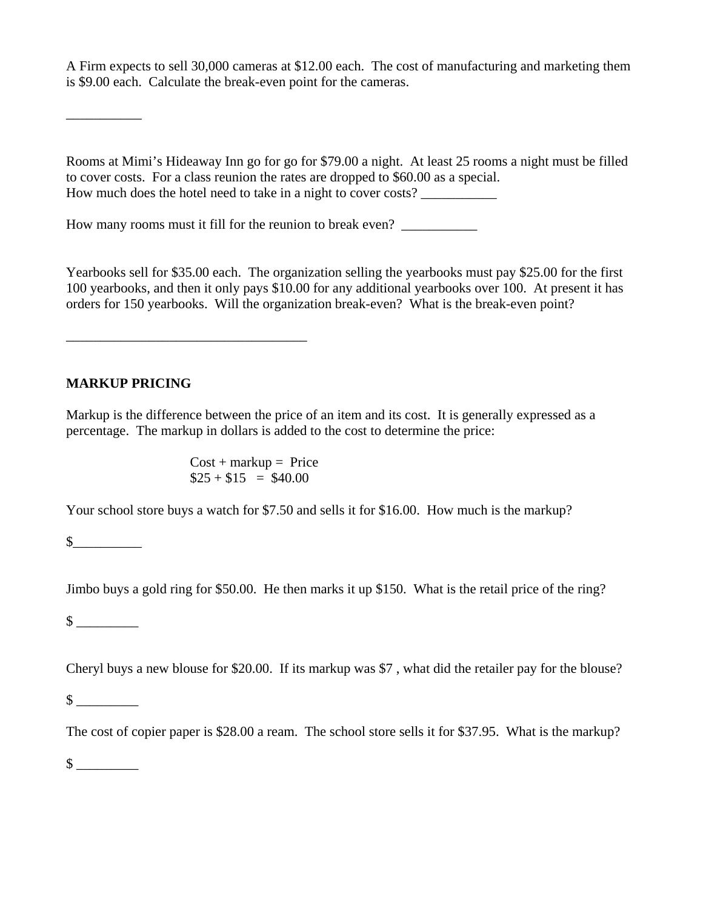A Firm expects to sell 30,000 cameras at $12.00 each. The cost of manufacturing and marketing them is $9.00 each. Calculate the break-even point for the cameras.

___________

Rooms at Mimi's Hideaway Inn go for go for $79.00 a night. At least 25 rooms a night must be filled to cover costs. For a class reunion the rates are dropped to $60.00 as a special.
How much does the hotel need to take in a night to cover costs? ___________

How many rooms must it fill for the reunion to break even? ___________

Yearbooks sell for $35.00 each. The organization selling the yearbooks must pay $25.00 for the first 100 yearbooks, and then it only pays $10.00 for any additional yearbooks over 100. At present it has orders for 150 yearbooks. Will the organization break-even? What is the break-even point?

____________________________________

**MARKUP PRICING**

Markup is the difference between the price of an item and its cost. It is generally expressed as a percentage. The markup in dollars is added to the cost to determine the price:

Cost + markup = Price
$25 + $15 = $40.00

Your school store buys a watch for $7.50 and sells it for $16.00. How much is the markup?

$__________

Jimbo buys a gold ring for $50.00. He then marks it up $150. What is the retail price of the ring?

$ _________

Cheryl buys a new blouse for $20.00. If its markup was $7 , what did the retailer pay for the blouse?

$ _________

The cost of copier paper is $28.00 a ream. The school store sells it for $37.95. What is the markup?

$ _________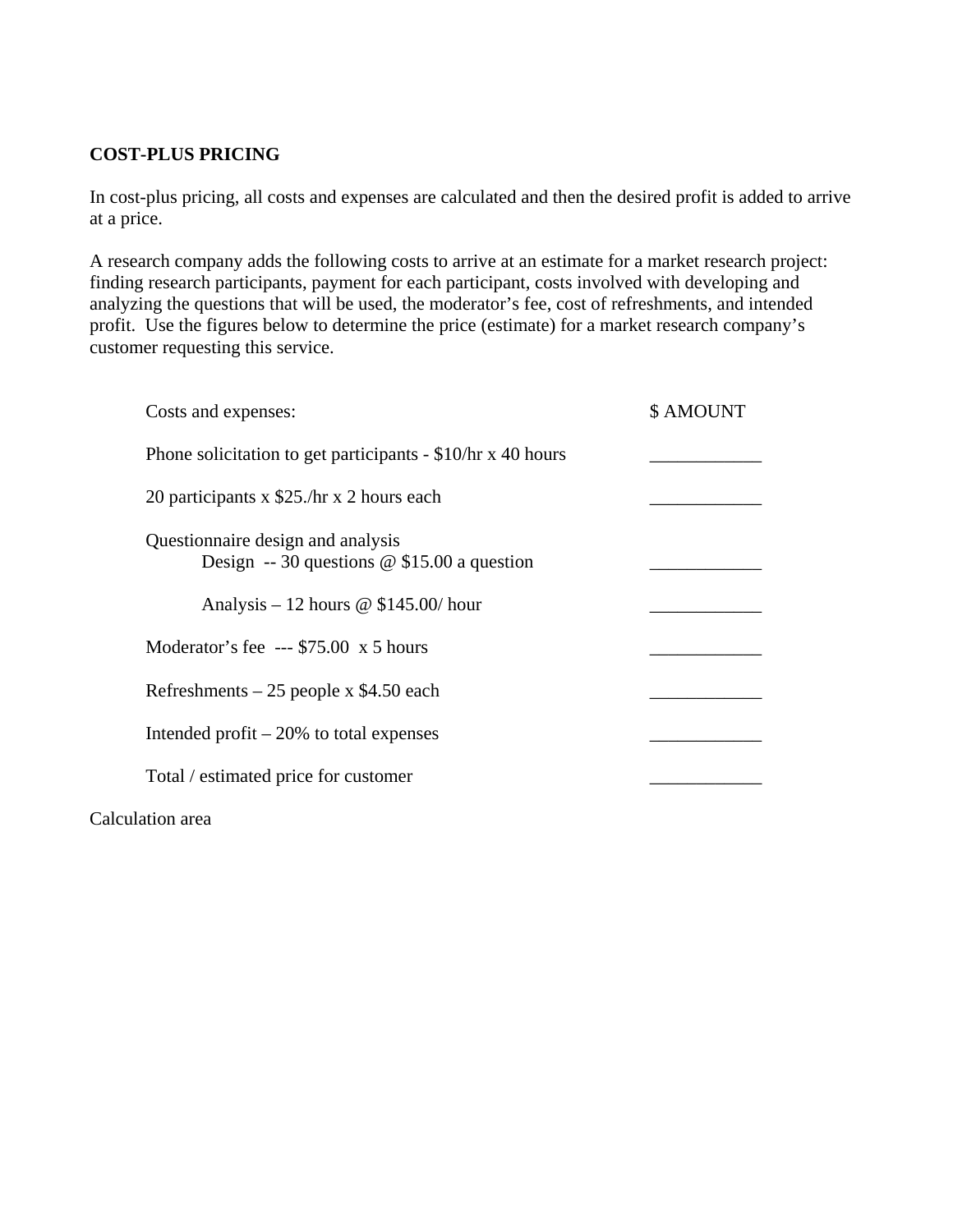**COST-PLUS PRICING**

In cost-plus pricing, all costs and expenses are calculated and then the desired profit is added to arrive at a price.

A research company adds the following costs to arrive at an estimate for a market research project: finding research participants, payment for each participant, costs involved with developing and analyzing the questions that will be used, the moderator's fee, cost of refreshments, and intended profit. Use the figures below to determine the price (estimate) for a market research company's customer requesting this service.

| Costs and expenses: | $ AMOUNT |
|---|---|
| Phone solicitation to get participants - $10/hr x 40 hours | ____________ |
| 20 participants x $25./hr x 2 hours each | ____________ |
| Questionnaire design and analysis<br>Design -- 30 questions @ $15.00 a question | ____________ |
| Analysis – 12 hours @ $145.00/ hour | ____________ |
| Moderator's fee --- $75.00 x 5 hours | ____________ |
| Refreshments – 25 people x $4.50 each | ____________ |
| Intended profit – 20% to total expenses | ____________ |
| Total / estimated price for customer | ____________ |

Calculation area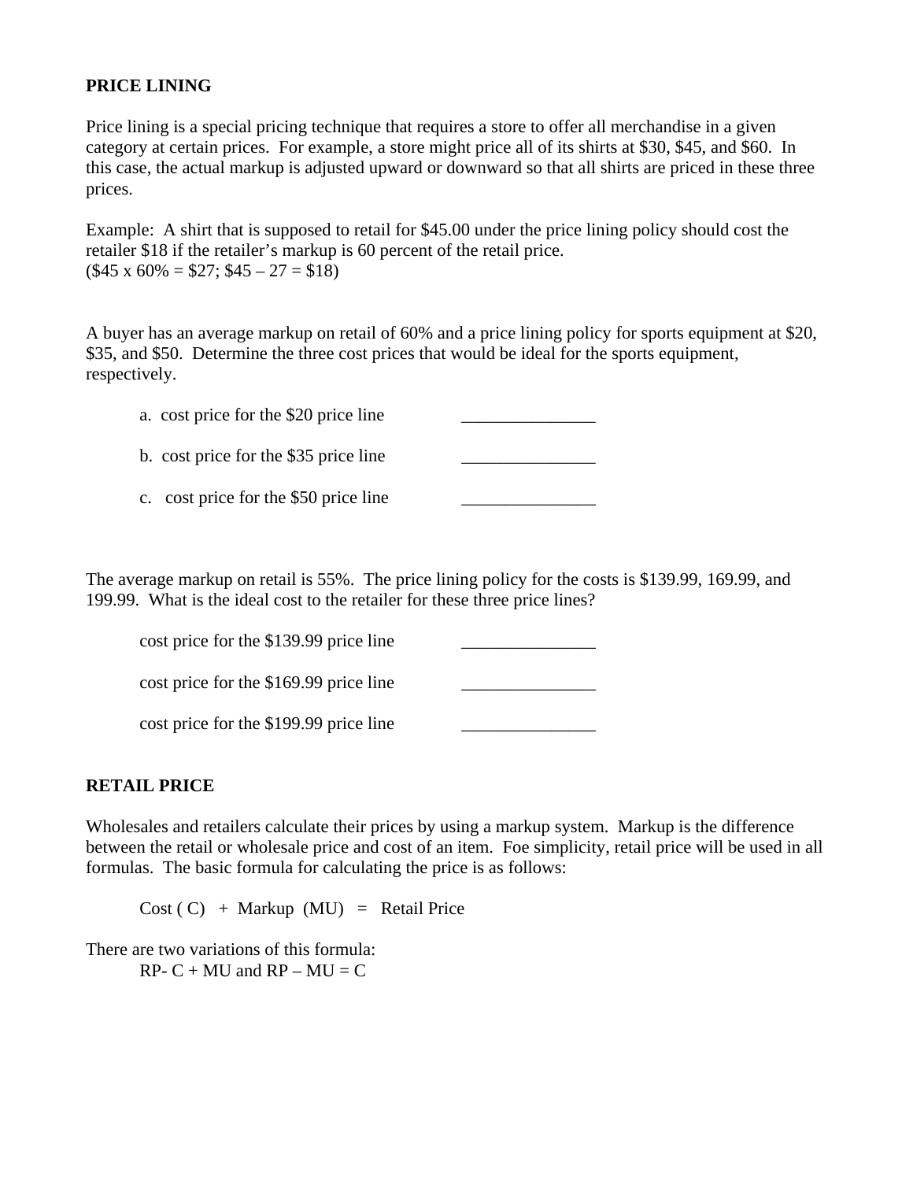## PRICE LINING

Price lining is a special pricing technique that requires a store to offer all merchandise in a given category at certain prices. For example, a store might price all of its shirts at $30, $45, and $60. In this case, the actual markup is adjusted upward or downward so that all shirts are priced in these three prices.

Example: A shirt that is supposed to retail for $45.00 under the price lining policy should cost the retailer $18 if the retailer's markup is 60 percent of the retail price.
($45 x 60% = $27; $45 – 27 = $18)

A buyer has an average markup on retail of 60% and a price lining policy for sports equipment at $20, $35, and $50. Determine the three cost prices that would be ideal for the sports equipment, respectively.

a. cost price for the $20 price line _______________

b. cost price for the $35 price line _______________

c. cost price for the $50 price line _______________

The average markup on retail is 55%. The price lining policy for the costs is $139.99, 169.99, and 199.99. What is the ideal cost to the retailer for these three price lines?

cost price for the $139.99 price line _______________

cost price for the $169.99 price line _______________

cost price for the $199.99 price line _______________

## RETAIL PRICE

Wholesales and retailers calculate their prices by using a markup system. Markup is the difference between the retail or wholesale price and cost of an item. Foe simplicity, retail price will be used in all formulas. The basic formula for calculating the price is as follows:

Cost ( C) + Markup (MU) = Retail Price

There are two variations of this formula:

RP- C + MU and RP – MU = C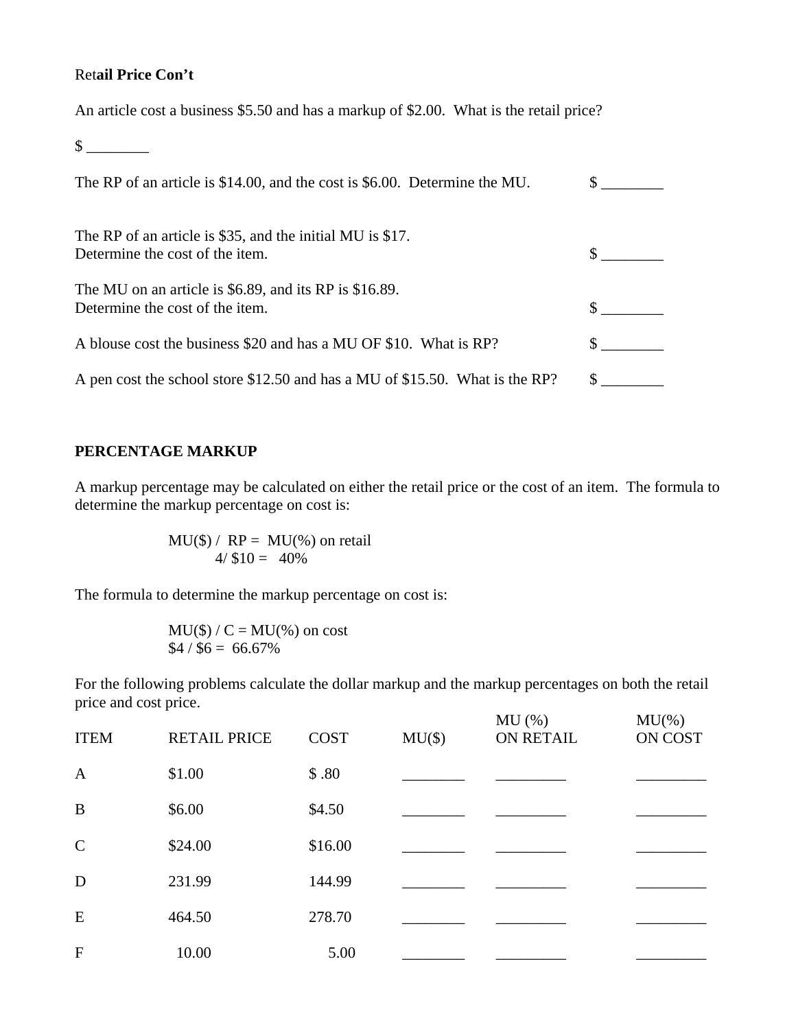Ret**ail Price Con't**

An article cost a business $5.50 and has a markup of $2.00. What is the retail price?

$ ________

The RP of an article is $14.00, and the cost is $6.00. Determine the MU. $ ________

The RP of an article is $35, and the initial MU is $17.
Determine the cost of the item. $ ________

The MU on an article is $6.89, and its RP is $16.89.
Determine the cost of the item. $ ________

A blouse cost the business $20 and has a MU OF $10. What is RP? $ ________

A pen cost the school store $12.50 and has a MU of $15.50. What is the RP? $ ________

**PERCENTAGE MARKUP**

A markup percentage may be calculated on either the retail price or the cost of an item. The formula to determine the markup percentage on cost is:

MU($) / RP = MU(%) on retail
4/ $10 = 40%

The formula to determine the markup percentage on cost is:

MU($) / C = MU(%) on cost
$4 / $6 = 66.67%

For the following problems calculate the dollar markup and the markup percentages on both the retail price and cost price.

| ITEM | RETAIL PRICE | COST | MU($) | MU (%) ON RETAIL | MU(%) ON COST |
|---|---|---|---|---|---|
| A | $1.00 | $ .80 | ________ | _________ | _________ |
| B | $6.00 | $4.50 | ________ | _________ | _________ |
| C | $24.00 | $16.00 | ________ | _________ | _________ |
| D | 231.99 | 144.99 | ________ | _________ | _________ |
| E | 464.50 | 278.70 | ________ | _________ | _________ |
| F | 10.00 | 5.00 | ________ | _________ | _________ |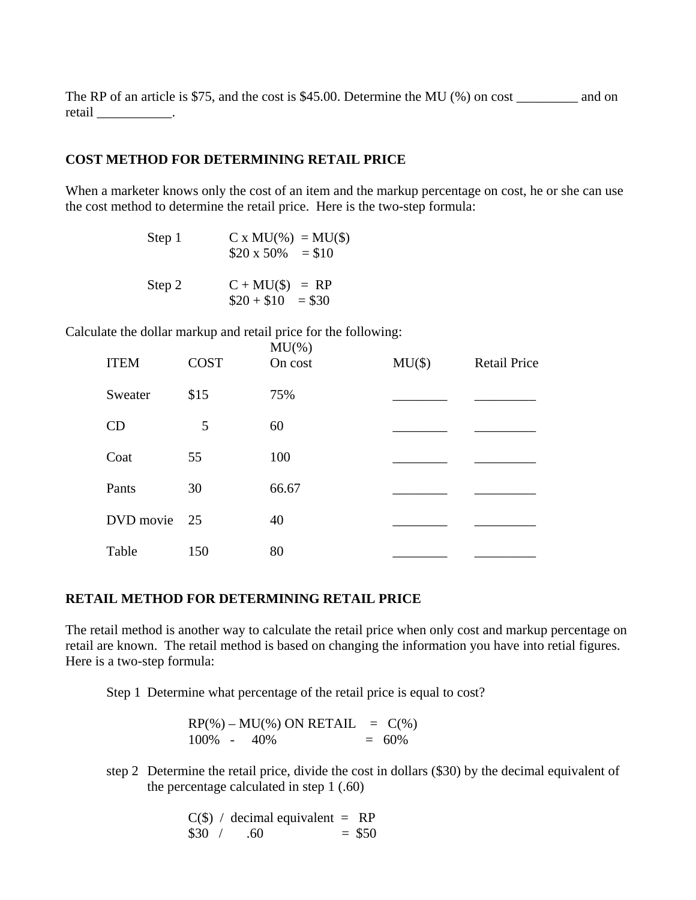The RP of an article is $75, and the cost is $45.00. Determine the MU (%) on cost _________ and on retail ___________.

## COST METHOD FOR DETERMINING RETAIL PRICE

When a marketer knows only the cost of an item and the markup percentage on cost, he or she can use the cost method to determine the retail price. Here is the two-step formula:

Step 1 C x MU(%) = MU($)
$20 x 50% = $10

Step 2 C + MU($) = RP
$20 + $10 = $30

Calculate the dollar markup and retail price for the following:

| ITEM | COST | MU(%) On cost | MU($) | Retail Price |
|---|---|---|---|---|
| Sweater | $15 | 75% | ________ | _________ |
| CD | 5 | 60 | ________ | _________ |
| Coat | 55 | 100 | ________ | _________ |
| Pants | 30 | 66.67 | ________ | _________ |
| DVD movie | 25 | 40 | ________ | _________ |
| Table | 150 | 80 | ________ | _________ |

## RETAIL METHOD FOR DETERMINING RETAIL PRICE

The retail method is another way to calculate the retail price when only cost and markup percentage on retail are known. The retail method is based on changing the information you have into retial figures. Here is a two-step formula:

Step 1 Determine what percentage of the retail price is equal to cost?

RP(%) – MU(%) ON RETAIL = C(%)
100% - 40% = 60%

step 2 Determine the retail price, divide the cost in dollars ($30) by the decimal equivalent of the percentage calculated in step 1 (.60)

C($) / decimal equivalent = RP
$30 / .60 = $50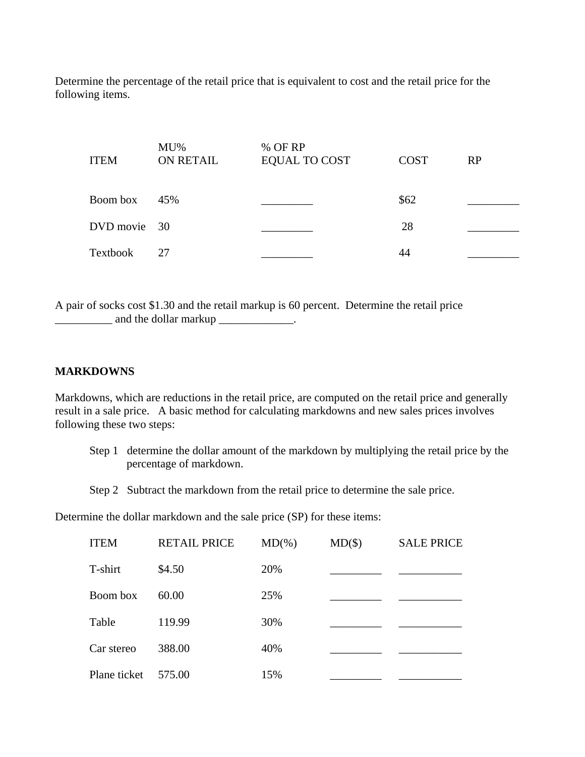Determine the percentage of the retail price that is equivalent to cost and the retail price for the following items.

| ITEM | MU% ON RETAIL | % OF RP EQUAL TO COST | COST | RP |
|---|---|---|---|---|
| Boom box | 45% | _________ | $62 | _________ |
| DVD movie | 30 | _________ | 28 | _________ |
| Textbook | 27 | _________ | 44 | _________ |

A pair of socks cost $1.30 and the retail markup is 60 percent. Determine the retail price __________ and the dollar markup _____________.

**MARKDOWNS**

Markdowns, which are reductions in the retail price, are computed on the retail price and generally result in a sale price. A basic method for calculating markdowns and new sales prices involves following these two steps:

Step 1 determine the dollar amount of the markdown by multiplying the retail price by the percentage of markdown.

Step 2 Subtract the markdown from the retail price to determine the sale price.

Determine the dollar markdown and the sale price (SP) for these items:

| ITEM | RETAIL PRICE | MD(%) | MD($) | SALE PRICE |
|---|---|---|---|---|
| T-shirt | $4.50 | 20% | _________ | ___________ |
| Boom box | 60.00 | 25% | _________ | ___________ |
| Table | 119.99 | 30% | _________ | ___________ |
| Car stereo | 388.00 | 40% | _________ | ___________ |
| Plane ticket | 575.00 | 15% | _________ | ___________ |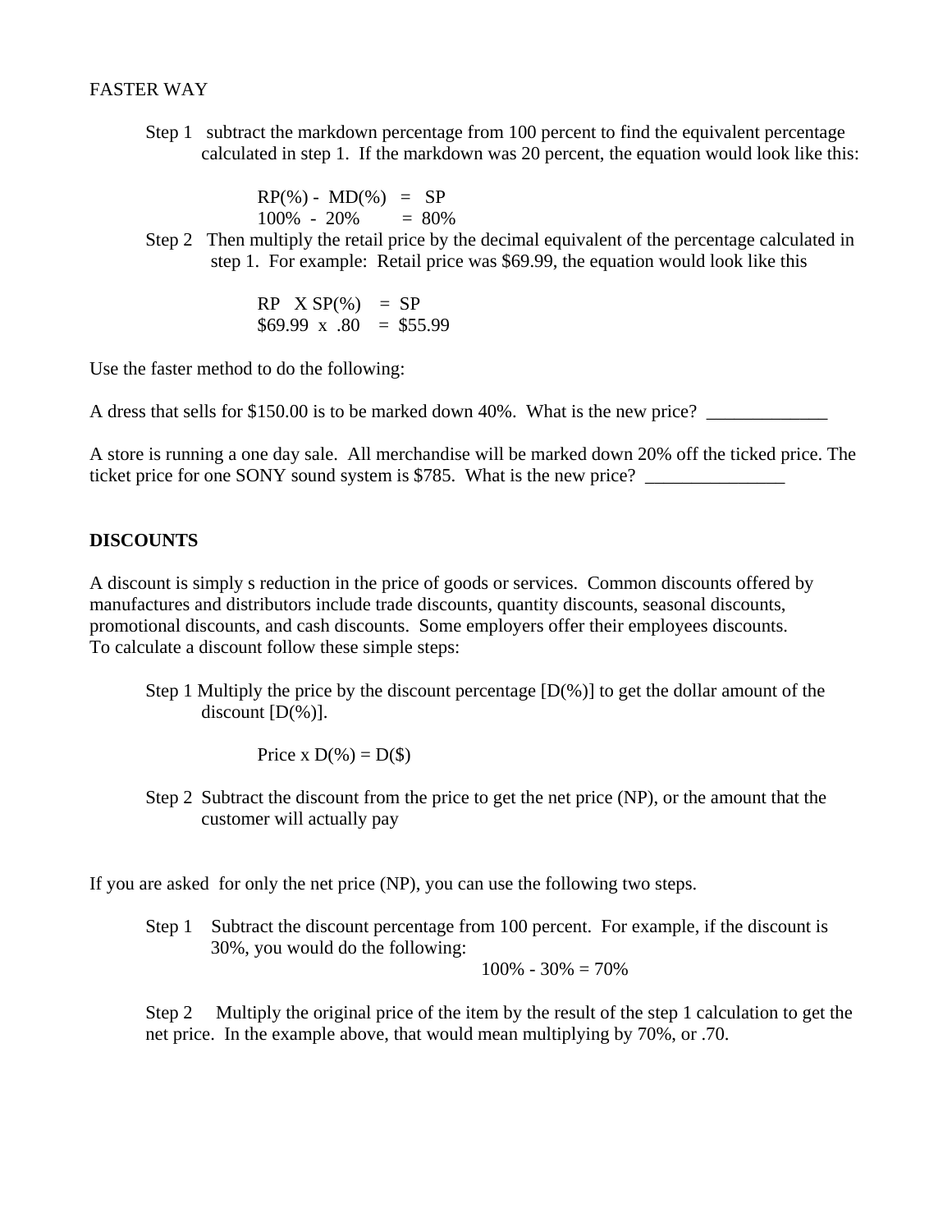FASTER WAY

Step 1 subtract the markdown percentage from 100 percent to find the equivalent percentage calculated in step 1. If the markdown was 20 percent, the equation would look like this:

RP(%) - MD(%) = SP
100% - 20% = 80%

Step 2 Then multiply the retail price by the decimal equivalent of the percentage calculated in step 1. For example: Retail price was $69.99, the equation would look like this

RP X SP(%) = SP
$69.99 x .80 = $55.99

Use the faster method to do the following:

A dress that sells for $150.00 is to be marked down 40%. What is the new price? _____________

A store is running a one day sale. All merchandise will be marked down 20% off the ticked price. The ticket price for one SONY sound system is $785. What is the new price? _______________

**DISCOUNTS**

A discount is simply s reduction in the price of goods or services. Common discounts offered by manufactures and distributors include trade discounts, quantity discounts, seasonal discounts, promotional discounts, and cash discounts. Some employers offer their employees discounts.
To calculate a discount follow these simple steps:

Step 1 Multiply the price by the discount percentage [D(%)] to get the dollar amount of the discount [D(%)].

Price x D(%) = D($)

Step 2 Subtract the discount from the price to get the net price (NP), or the amount that the customer will actually pay

If you are asked for only the net price (NP), you can use the following two steps.

Step 1 Subtract the discount percentage from 100 percent. For example, if the discount is 30%, you would do the following:

100% - 30% = 70%

Step 2 Multiply the original price of the item by the result of the step 1 calculation to get the net price. In the example above, that would mean multiplying by 70%, or .70.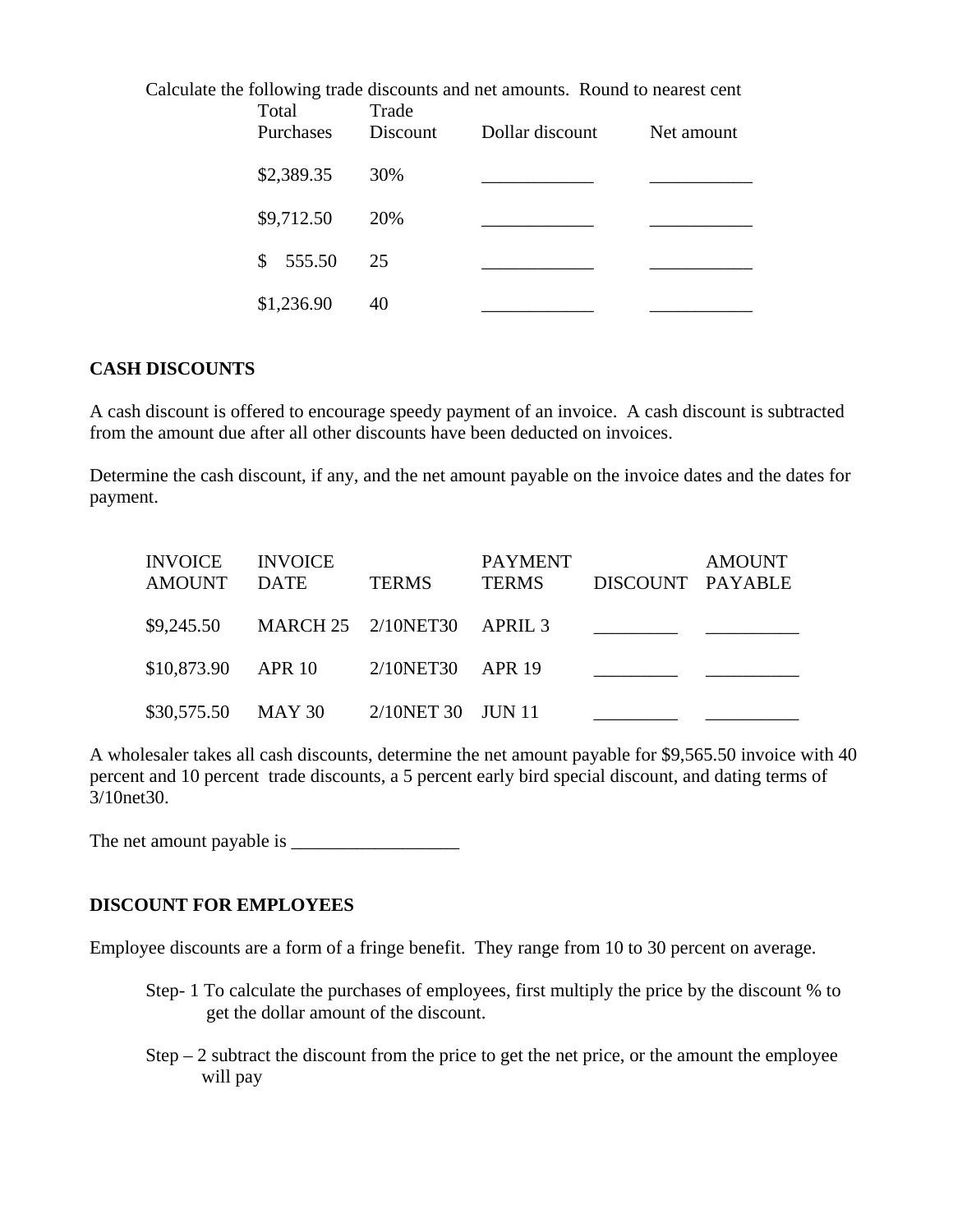Calculate the following trade discounts and net amounts. Round to nearest cent

| Total Purchases | Trade Discount | Dollar discount | Net amount |
|---|---|---|---|
| $2,389.35 | 30% | ____________ | ___________ |
| $9,712.50 | 20% | ____________ | ___________ |
| $ 555.50 | 25 | ____________ | ___________ |
| $1,236.90 | 40 | ____________ | ___________ |

**CASH DISCOUNTS**

A cash discount is offered to encourage speedy payment of an invoice. A cash discount is subtracted from the amount due after all other discounts have been deducted on invoices.

Determine the cash discount, if any, and the net amount payable on the invoice dates and the dates for payment.

| INVOICE AMOUNT | INVOICE DATE | TERMS | PAYMENT TERMS | DISCOUNT | AMOUNT PAYABLE |
|---|---|---|---|---|---|
| $9,245.50 | MARCH 25 | 2/10NET30 | APRIL 3 | _________ | __________ |
| $10,873.90 | APR 10 | 2/10NET30 | APR 19 | _________ | __________ |
| $30,575.50 | MAY 30 | 2/10NET 30 | JUN 11 | _________ | __________ |

A wholesaler takes all cash discounts, determine the net amount payable for $9,565.50 invoice with 40 percent and 10 percent trade discounts, a 5 percent early bird special discount, and dating terms of 3/10net30.

The net amount payable is __________________

**DISCOUNT FOR EMPLOYEES**

Employee discounts are a form of a fringe benefit. They range from 10 to 30 percent on average.

Step- 1 To calculate the purchases of employees, first multiply the price by the discount % to get the dollar amount of the discount.

Step – 2 subtract the discount from the price to get the net price, or the amount the employee will pay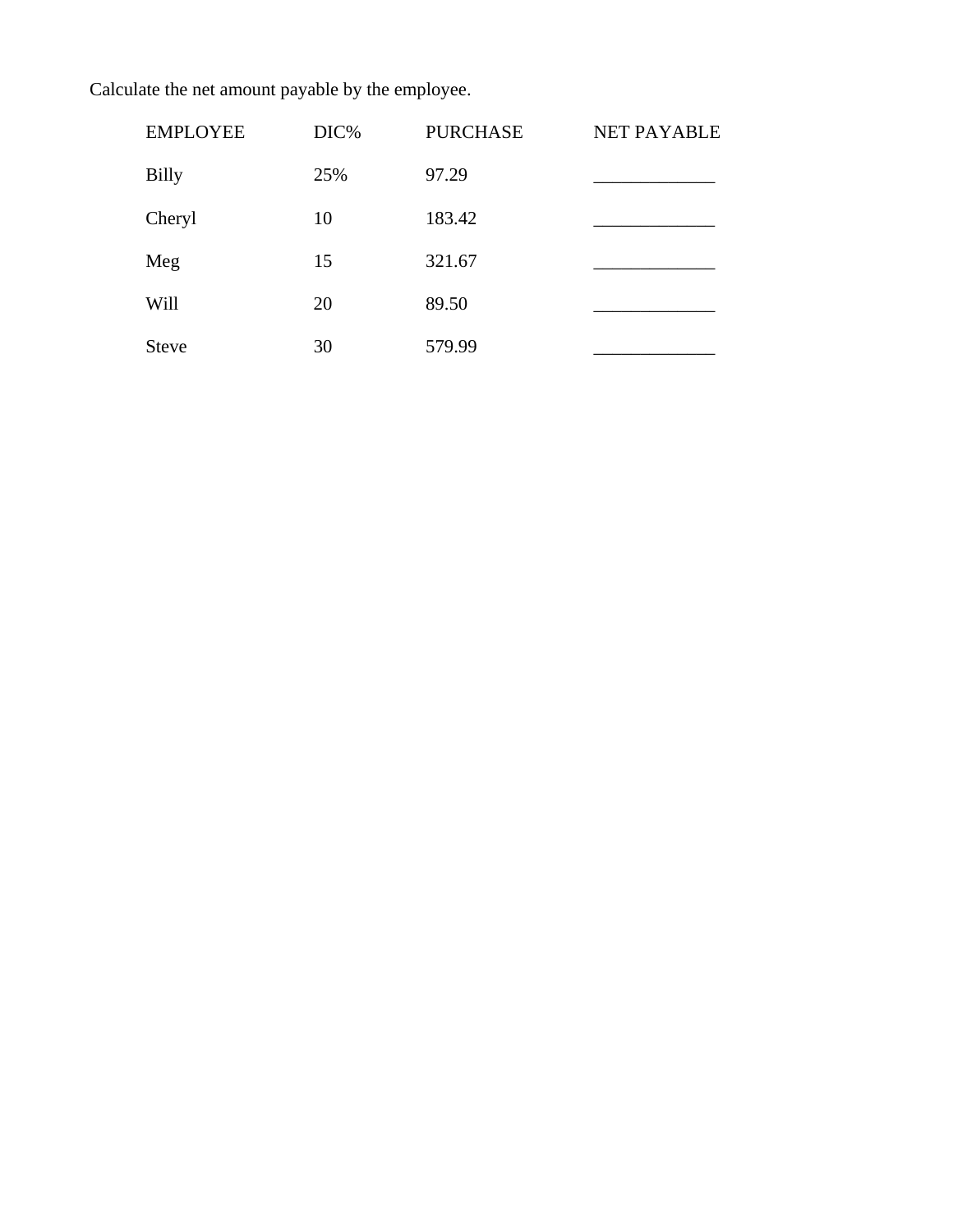Calculate the net amount payable by the employee.

| EMPLOYEE | DIC% | PURCHASE | NET PAYABLE |
|---|---|---|---|
| Billy | 25% | 97.29 | _____________ |
| Cheryl | 10 | 183.42 | _____________ |
| Meg | 15 | 321.67 | _____________ |
| Will | 20 | 89.50 | _____________ |
| Steve | 30 | 579.99 | _____________ |